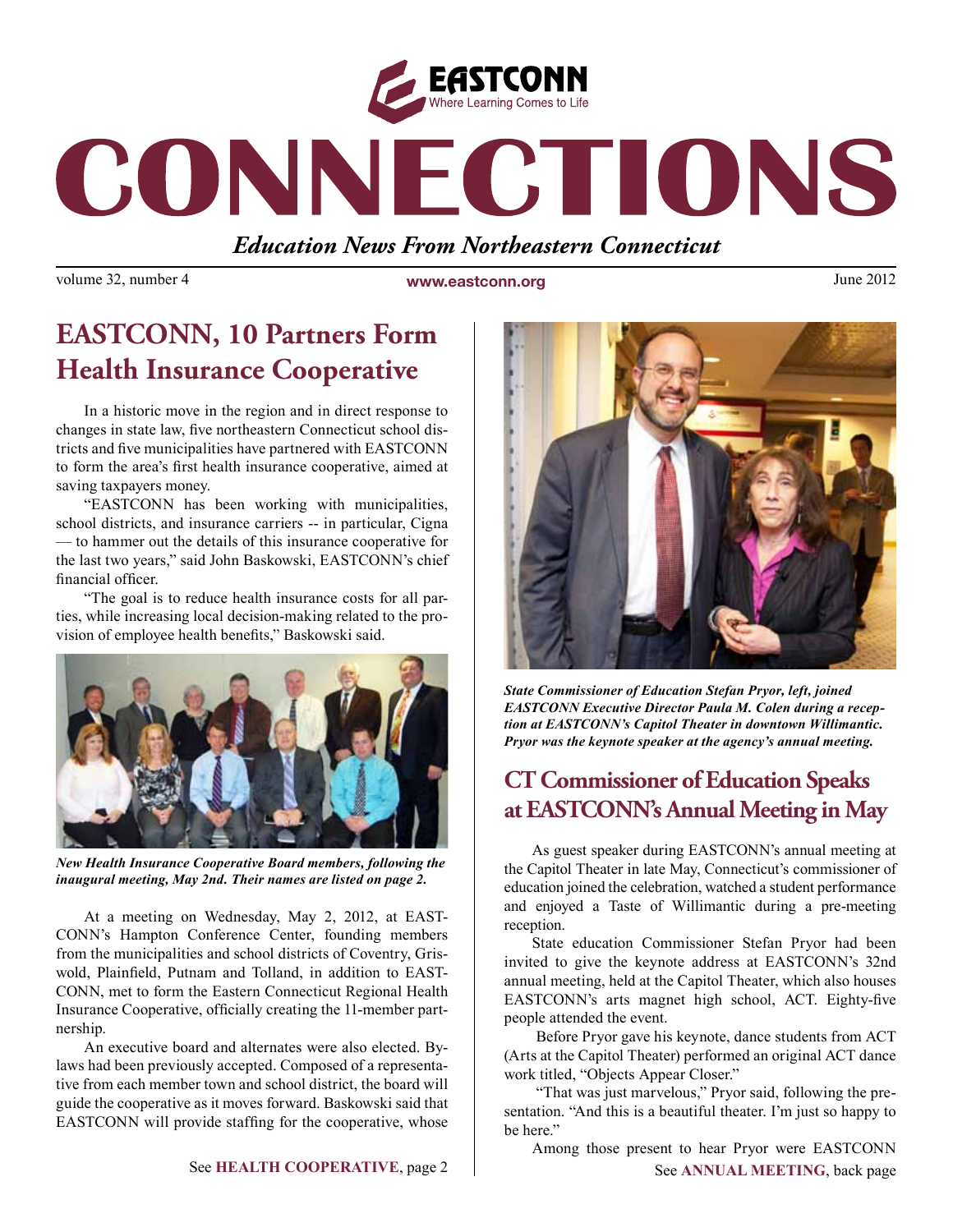EASTCONN

Where Learning Comes to Life

# CONNECTIONS

*Education News From Northeastern Connecticut*

volume 32, number 4 | www.eastconn.org | June 2012

## EASTCONN, 10 Partners Form Health Insurance Cooperative

In a historic move in the region and in direct response to changes in state law, five northeastern Connecticut school districts and five municipalities have partnered with EASTCONN to form the area's first health insurance cooperative, aimed at saving taxpayers money.

"EASTCONN has been working with municipalities, school districts, and insurance carriers -- in particular, Cigna — to hammer out the details of this insurance cooperative for the last two years," said John Baskowski, EASTCONN's chief financial officer.

"The goal is to reduce health insurance costs for all parties, while increasing local decision-making related to the provision of employee health benefits," Baskowski said.

*New Health Insurance Cooperative Board members, following the inaugural meeting, May 2nd. Their names are listed on page 2.*

At a meeting on Wednesday, May 2, 2012, at EASTCONN's Hampton Conference Center, founding members from the municipalities and school districts of Coventry, Griswold, Plainfield, Putnam and Tolland, in addition to EASTCONN, met to form the Eastern Connecticut Regional Health Insurance Cooperative, officially creating the 11-member partnership.

An executive board and alternates were also elected. Bylaws had been previously accepted. Composed of a representative from each member town and school district, the board will guide the cooperative as it moves forward. Baskowski said that EASTCONN will provide staffing for the cooperative, whose

See **HEALTH COOPERATIVE**, page 2

*State Commissioner of Education Stefan Pryor, left, joined EASTCONN Executive Director Paula M. Colen during a reception at EASTCONN's Capitol Theater in downtown Willimantic. Pryor was the keynote speaker at the agency's annual meeting.*

## CT Commissioner of Education Speaks at EASTCONN's Annual Meeting in May

As guest speaker during EASTCONN's annual meeting at the Capitol Theater in late May, Connecticut's commissioner of education joined the celebration, watched a student performance and enjoyed a Taste of Willimantic during a pre-meeting reception.

State education Commissioner Stefan Pryor had been invited to give the keynote address at EASTCONN's 32nd annual meeting, held at the Capitol Theater, which also houses EASTCONN's arts magnet high school, ACT. Eighty-five people attended the event.

Before Pryor gave his keynote, dance students from ACT (Arts at the Capitol Theater) performed an original ACT dance work titled, "Objects Appear Closer."

"That was just marvelous," Pryor said, following the presentation. "And this is a beautiful theater. I'm just so happy to be here."

Among those present to hear Pryor were EASTCONN

See **ANNUAL MEETING**, back page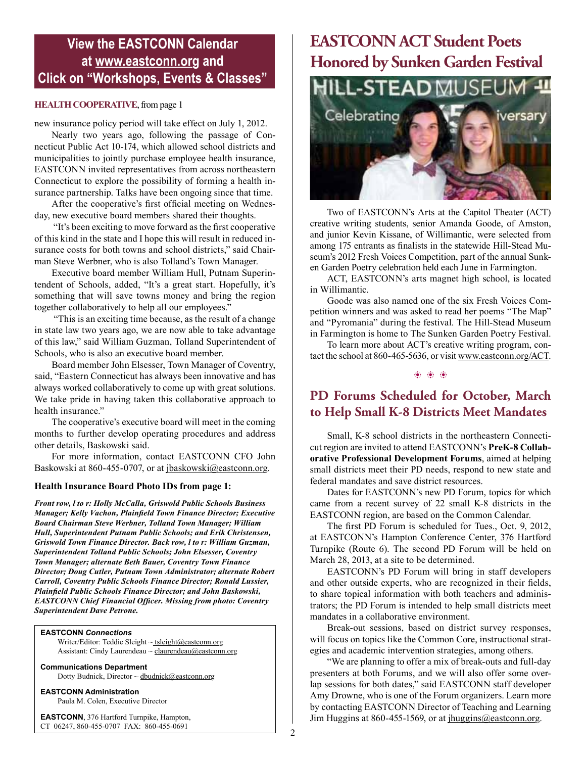## View the EASTCONN Calendar at www.eastconn.org and Click on "Workshops, Events & Classes"

**HEALTH COOPERATIVE**, from page 1

new insurance policy period will take effect on July 1, 2012.

Nearly two years ago, following the passage of Connecticut Public Act 10-174, which allowed school districts and municipalities to jointly purchase employee health insurance, EASTCONN invited representatives from across northeastern Connecticut to explore the possibility of forming a health insurance partnership. Talks have been ongoing since that time.

After the cooperative's first official meeting on Wednesday, new executive board members shared their thoughts.

"It's been exciting to move forward as the first cooperative of this kind in the state and I hope this will result in reduced insurance costs for both towns and school districts," said Chairman Steve Werbner, who is also Tolland's Town Manager.

Executive board member William Hull, Putnam Superintendent of Schools, added, "It's a great start. Hopefully, it's something that will save towns money and bring the region together collaboratively to help all our employees."

"This is an exciting time because, as the result of a change in state law two years ago, we are now able to take advantage of this law," said William Guzman, Tolland Superintendent of Schools, who is also an executive board member.

Board member John Elsesser, Town Manager of Coventry, said, "Eastern Connecticut has always been innovative and has always worked collaboratively to come up with great solutions. We take pride in having taken this collaborative approach to health insurance."

The cooperative's executive board will meet in the coming months to further develop operating procedures and address other details, Baskowski said.

For more information, contact EASTCONN CFO John Baskowski at 860-455-0707, or at jbaskowski@eastconn.org.

**Health Insurance Board Photo IDs from page 1:**

***Front row, l to r: Holly McCalla, Griswold Public Schools Business Manager; Kelly Vachon, Plainfield Town Finance Director; Executive Board Chairman Steve Werbner, Tolland Town Manager; William Hull, Superintendent Putnam Public Schools; and Erik Christensen, Griswold Town Finance Director. Back row, l to r: William Guzman, Superintendent Tolland Public Schools; John Elsesser, Coventry Town Manager; alternate Beth Bauer, Coventry Town Finance Director; Doug Cutler, Putnam Town Administrator; alternate Robert Carroll, Coventry Public Schools Finance Director; Ronald Lussier, Plainfield Public Schools Finance Director; and John Baskowski, EASTCONN Chief Financial Officer. Missing from photo: Coventry Superintendent Dave Petrone.***

**EASTCONN *Connections***
Writer/Editor: Teddie Sleight ~ tsleight@eastconn.org
Assistant: Cindy Laurendeau ~ claurendeau@eastconn.org

**Communications Department**
Dotty Budnick, Director ~ dbudnick@eastconn.org

**EASTCONN Administration**
Paula M. Colen, Executive Director

**EASTCONN**, 376 Hartford Turnpike, Hampton, CT 06247, 860-455-0707 FAX: 860-455-0691

# EASTCONN ACT Student Poets Honored by Sunken Garden Festival

Two of EASTCONN's Arts at the Capitol Theater (ACT) creative writing students, senior Amanda Goode, of Amston, and junior Kevin Kissane, of Willimantic, were selected from among 175 entrants as finalists in the statewide Hill-Stead Museum's 2012 Fresh Voices Competition, part of the annual Sunken Garden Poetry celebration held each June in Farmington.

ACT, EASTCONN's arts magnet high school, is located in Willimantic.

Goode was also named one of the six Fresh Voices Competition winners and was asked to read her poems "The Map" and "Pyromania" during the festival. The Hill-Stead Museum in Farmington is home to The Sunken Garden Poetry Festival.

To learn more about ACT's creative writing program, contact the school at 860-465-5636, or visit www.eastconn.org/ACT.

# PD Forums Scheduled for October, March to Help Small K-8 Districts Meet Mandates

Small, K-8 school districts in the northeastern Connecticut region are invited to attend EASTCONN's **PreK-8 Collaborative Professional Development Forums**, aimed at helping small districts meet their PD needs, respond to new state and federal mandates and save district resources.

Dates for EASTCONN's new PD Forum, topics for which came from a recent survey of 22 small K-8 districts in the EASTCONN region, are based on the Common Calendar.

The first PD Forum is scheduled for Tues., Oct. 9, 2012, at EASTCONN's Hampton Conference Center, 376 Hartford Turnpike (Route 6). The second PD Forum will be held on March 28, 2013, at a site to be determined.

EASTCONN's PD Forum will bring in staff developers and other outside experts, who are recognized in their fields, to share topical information with both teachers and administrators; the PD Forum is intended to help small districts meet mandates in a collaborative environment.

Break-out sessions, based on district survey responses, will focus on topics like the Common Core, instructional strategies and academic intervention strategies, among others.

"We are planning to offer a mix of break-outs and full-day presenters at both Forums, and we will also offer some overlap sessions for both dates," said EASTCONN staff developer Amy Drowne, who is one of the Forum organizers. Learn more by contacting EASTCONN Director of Teaching and Learning Jim Huggins at 860-455-1569, or at jhuggins@eastconn.org.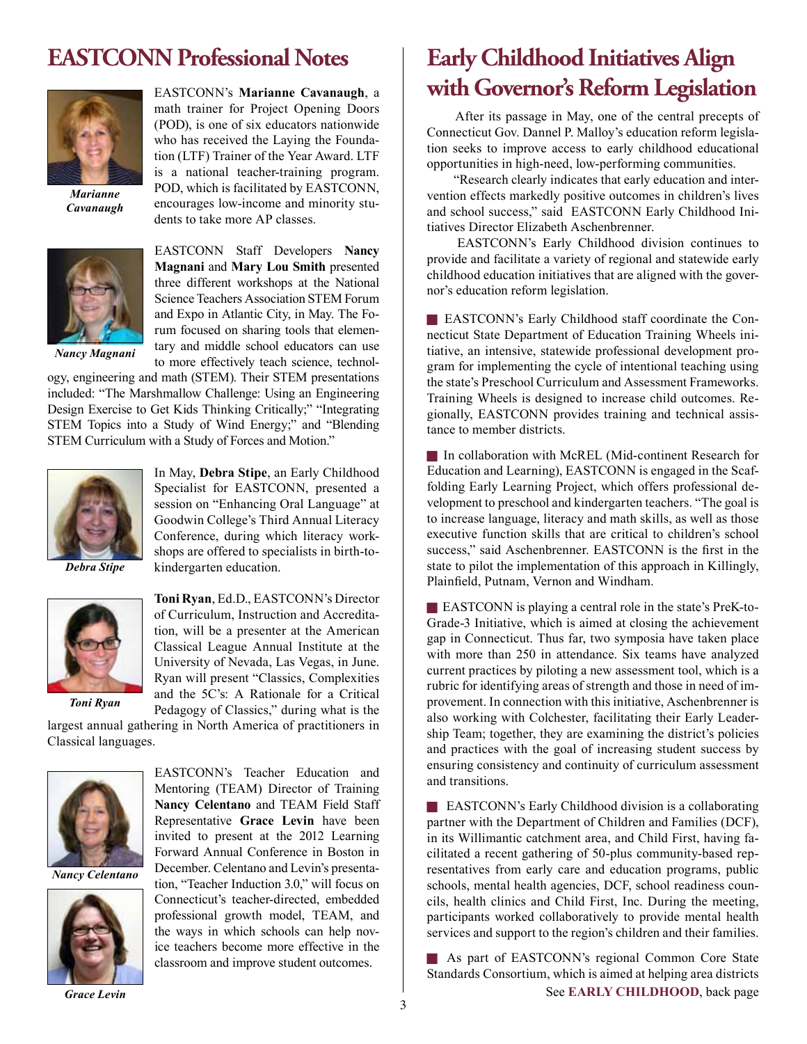# EASTCONN Professional Notes

*Marianne Cavanaugh*

EASTCONN's **Marianne Cavanaugh**, a math trainer for Project Opening Doors (POD), is one of six educators nationwide who has received the Laying the Foundation (LTF) Trainer of the Year Award. LTF is a national teacher-training program. POD, which is facilitated by EASTCONN, encourages low-income and minority students to take more AP classes.

*Nancy Magnani*

EASTCONN Staff Developers **Nancy Magnani** and **Mary Lou Smith** presented three different workshops at the National Science Teachers Association STEM Forum and Expo in Atlantic City, in May. The Forum focused on sharing tools that elementary and middle school educators can use to more effectively teach science, technology, engineering and math (STEM). Their STEM presentations included: "The Marshmallow Challenge: Using an Engineering Design Exercise to Get Kids Thinking Critically;" "Integrating STEM Topics into a Study of Wind Energy;" and "Blending STEM Curriculum with a Study of Forces and Motion."

*Debra Stipe*

In May, **Debra Stipe**, an Early Childhood Specialist for EASTCONN, presented a session on "Enhancing Oral Language" at Goodwin College's Third Annual Literacy Conference, during which literacy workshops are offered to specialists in birth-to-kindergarten education.

*Toni Ryan*

**Toni Ryan**, Ed.D., EASTCONN's Director of Curriculum, Instruction and Accreditation, will be a presenter at the American Classical League Annual Institute at the University of Nevada, Las Vegas, in June. Ryan will present "Classics, Complexities and the 5C's: A Rationale for a Critical Pedagogy of Classics," during what is the largest annual gathering in North America of practitioners in Classical languages.

*Nancy Celentano*

*Grace Levin*

EASTCONN's Teacher Education and Mentoring (TEAM) Director of Training **Nancy Celentano** and TEAM Field Staff Representative **Grace Levin** have been invited to present at the 2012 Learning Forward Annual Conference in Boston in December. Celentano and Levin's presentation, "Teacher Induction 3.0," will focus on Connecticut's teacher-directed, embedded professional growth model, TEAM, and the ways in which schools can help novice teachers become more effective in the classroom and improve student outcomes.

# Early Childhood Initiatives Align with Governor's Reform Legislation

After its passage in May, one of the central precepts of Connecticut Gov. Dannel P. Malloy's education reform legislation seeks to improve access to early childhood educational opportunities in high-need, low-performing communities.

"Research clearly indicates that early education and intervention effects markedly positive outcomes in children's lives and school success," said EASTCONN Early Childhood Initiatives Director Elizabeth Aschenbrenner.

EASTCONN's Early Childhood division continues to provide and facilitate a variety of regional and statewide early childhood education initiatives that are aligned with the governor's education reform legislation.

■ EASTCONN's Early Childhood staff coordinate the Connecticut State Department of Education Training Wheels initiative, an intensive, statewide professional development program for implementing the cycle of intentional teaching using the state's Preschool Curriculum and Assessment Frameworks. Training Wheels is designed to increase child outcomes. Regionally, EASTCONN provides training and technical assistance to member districts.

■ In collaboration with McREL (Mid-continent Research for Education and Learning), EASTCONN is engaged in the Scaffolding Early Learning Project, which offers professional development to preschool and kindergarten teachers. "The goal is to increase language, literacy and math skills, as well as those executive function skills that are critical to children's school success," said Aschenbrenner. EASTCONN is the first in the state to pilot the implementation of this approach in Killingly, Plainfield, Putnam, Vernon and Windham.

■ EASTCONN is playing a central role in the state's PreK-to-Grade-3 Initiative, which is aimed at closing the achievement gap in Connecticut. Thus far, two symposia have taken place with more than 250 in attendance. Six teams have analyzed current practices by piloting a new assessment tool, which is a rubric for identifying areas of strength and those in need of improvement. In connection with this initiative, Aschenbrenner is also working with Colchester, facilitating their Early Leadership Team; together, they are examining the district's policies and practices with the goal of increasing student success by ensuring consistency and continuity of curriculum assessment and transitions.

■ EASTCONN's Early Childhood division is a collaborating partner with the Department of Children and Families (DCF), in its Willimantic catchment area, and Child First, having facilitated a recent gathering of 50-plus community-based representatives from early care and education programs, public schools, mental health agencies, DCF, school readiness councils, health clinics and Child First, Inc. During the meeting, participants worked collaboratively to provide mental health services and support to the region's children and their families.

■ As part of EASTCONN's regional Common Core State Standards Consortium, which is aimed at helping area districts

See **EARLY CHILDHOOD**, back page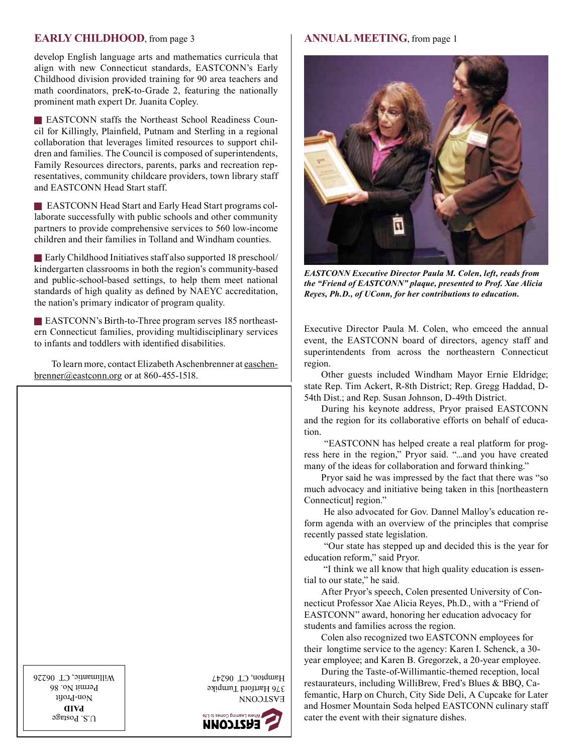## EARLY CHILDHOOD, from page 3

develop English language arts and mathematics curricula that align with new Connecticut standards, EASTCONN's Early Childhood division provided training for 90 area teachers and math coordinators, preK-to-Grade 2, featuring the nationally prominent math expert Dr. Juanita Copley.

- EASTCONN staffs the Northeast School Readiness Council for Killingly, Plainfield, Putnam and Sterling in a regional collaboration that leverages limited resources to support children and families. The Council is composed of superintendents, Family Resources directors, parents, parks and recreation representatives, community childcare providers, town library staff and EASTCONN Head Start staff.
- EASTCONN Head Start and Early Head Start programs collaborate successfully with public schools and other community partners to provide comprehensive services to 560 low-income children and their families in Tolland and Windham counties.
- Early Childhood Initiatives staff also supported 18 preschool/kindergarten classrooms in both the region's community-based and public-school-based settings, to help them meet national standards of high quality as defined by NAEYC accreditation, the nation's primary indicator of program quality.
- EASTCONN's Birth-to-Three program serves 185 northeastern Connecticut families, providing multidisciplinary services to infants and toddlers with identified disabilities.

To learn more, contact Elizabeth Aschenbrenner at easchenbrenner@eastconn.org or at 860-455-1518.

EASTCONN
Where Learning Comes to Life
EASTCONN
376 Hartford Turnpike
Hampton, CT 06247

U.S. Postage
**PAID**
Non-Profit
Permit No. 86
Willimantic, CT 06226

## ANNUAL MEETING, from page 1

***EASTCONN Executive Director Paula M. Colen, left, reads from the "Friend of EASTCONN" plaque, presented to Prof. Xae Alicia Reyes, Ph.D., of UConn, for her contributions to education.***

Executive Director Paula M. Colen, who emceed the annual event, the EASTCONN board of directors, agency staff and superintendents from across the northeastern Connecticut region.

Other guests included Windham Mayor Ernie Eldridge; state Rep. Tim Ackert, R-8th District; Rep. Gregg Haddad, D-54th Dist.; and Rep. Susan Johnson, D-49th District.

During his keynote address, Pryor praised EASTCONN and the region for its collaborative efforts on behalf of education.

"EASTCONN has helped create a real platform for progress here in the region," Pryor said. "...and you have created many of the ideas for collaboration and forward thinking."

Pryor said he was impressed by the fact that there was "so much advocacy and initiative being taken in this [northeastern Connecticut] region."

He also advocated for Gov. Dannel Malloy's education reform agenda with an overview of the principles that comprise recently passed state legislation.

"Our state has stepped up and decided this is the year for education reform," said Pryor.

"I think we all know that high quality education is essential to our state," he said.

After Pryor's speech, Colen presented University of Connecticut Professor Xae Alicia Reyes, Ph.D., with a "Friend of EASTCONN" award, honoring her education advocacy for students and families across the region.

Colen also recognized two EASTCONN employees for their longtime service to the agency: Karen I. Schenck, a 30-year employee; and Karen B. Gregorzek, a 20-year employee.

During the Taste-of-Willimantic-themed reception, local restaurateurs, including WilliBrew, Fred's Blues & BBQ, Cafemantic, Harp on Church, City Side Deli, A Cupcake for Later and Hosmer Mountain Soda helped EASTCONN culinary staff cater the event with their signature dishes.